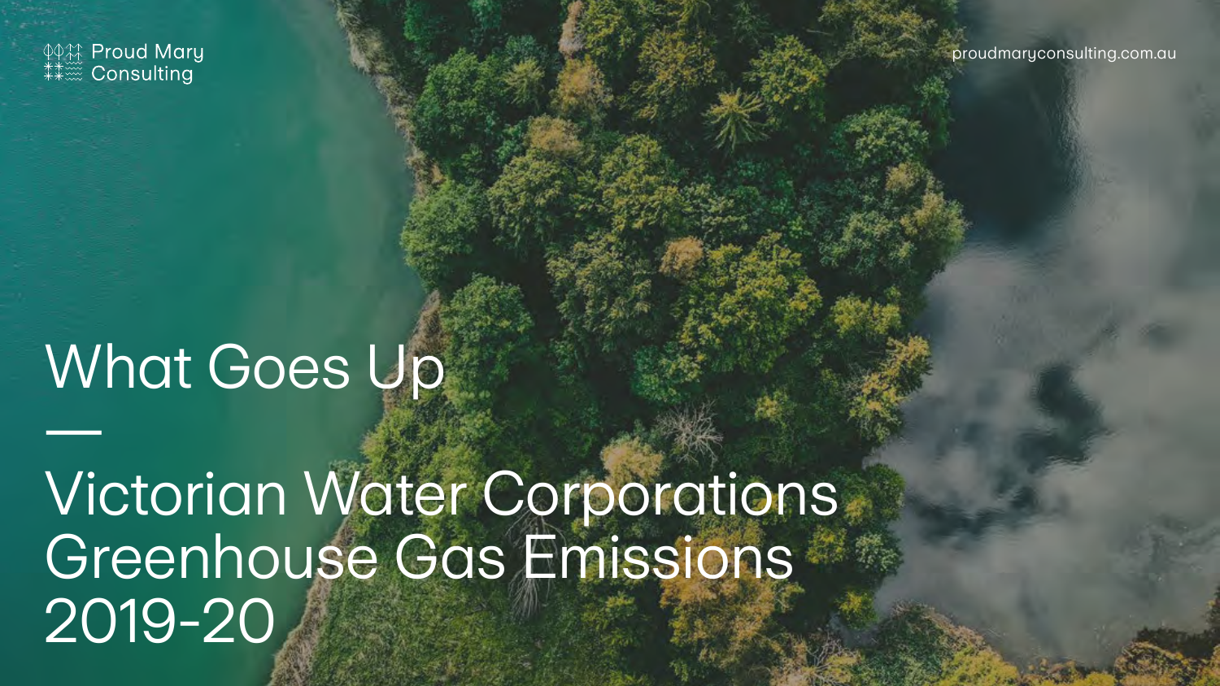Proud Mary Consulting

proudmaryconsulting.com.au

# What Goes Up

—

# Victorian Water Corporations Greenhouse Gas Emissions 2019-20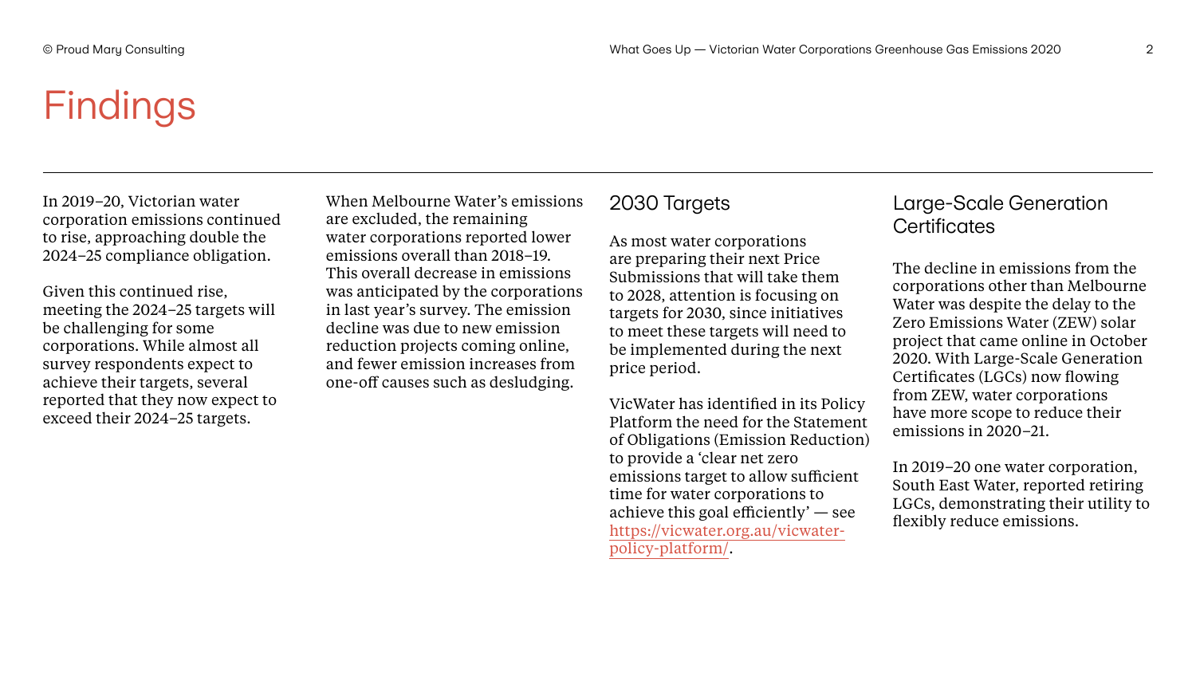# Findings

In 2019–20, Victorian water corporation emissions continued to rise, approaching double the 2024–25 compliance obligation.

Given this continued rise, meeting the 2024–25 targets will be challenging for some corporations. While almost all survey respondents expect to achieve their targets, several reported that they now expect to exceed their 2024–25 targets.

When Melbourne Water's emissions are excluded, the remaining water corporations reported lower emissions overall than 2018–19. This overall decrease in emissions was anticipated by the corporations in last year's survey. The emission decline was due to new emission reduction projects coming online, and fewer emission increases from one-off causes such as desludging.

## 2030 Targets

As most water corporations are preparing their next Price Submissions that will take them to 2028, attention is focusing on targets for 2030, since initiatives to meet these targets will need to be implemented during the next price period.

VicWater has identified in its Policy Platform the need for the Statement of Obligations (Emission Reduction) to provide a 'clear net zero emissions target to allow sufficient time for water corporations to achieve this goal efficiently' — see https://vicwater.org.au/vicwater-policy-platform/.

## Large-Scale Generation Certificates

The decline in emissions from the corporations other than Melbourne Water was despite the delay to the Zero Emissions Water (ZEW) solar project that came online in October 2020. With Large-Scale Generation Certificates (LGCs) now flowing from ZEW, water corporations have more scope to reduce their emissions in 2020–21.

In 2019–20 one water corporation, South East Water, reported retiring LGCs, demonstrating their utility to flexibly reduce emissions.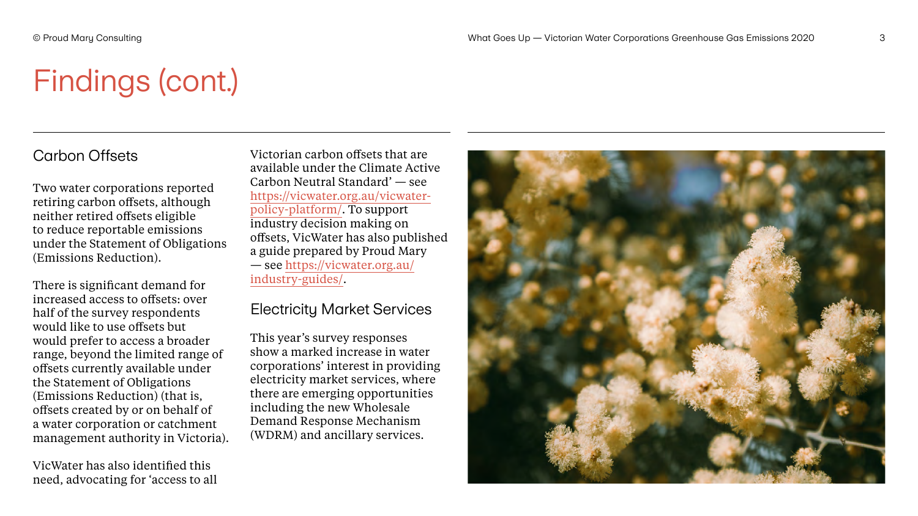# Findings (cont.)

## Carbon Offsets

Two water corporations reported retiring carbon offsets, although neither retired offsets eligible to reduce reportable emissions under the Statement of Obligations (Emissions Reduction).

There is significant demand for increased access to offsets: over half of the survey respondents would like to use offsets but would prefer to access a broader range, beyond the limited range of offsets currently available under the Statement of Obligations (Emissions Reduction) (that is, offsets created by or on behalf of a water corporation or catchment management authority in Victoria).

VicWater has also identified this need, advocating for 'access to all Victorian carbon offsets that are available under the Climate Active Carbon Neutral Standard' — see https://vicwater.org.au/vicwater-policy-platform/. To support industry decision making on offsets, VicWater has also published a guide prepared by Proud Mary — see https://vicwater.org.au/industry-guides/.

## Electricity Market Services

This year's survey responses show a marked increase in water corporations' interest in providing electricity market services, where there are emerging opportunities including the new Wholesale Demand Response Mechanism (WDRM) and ancillary services.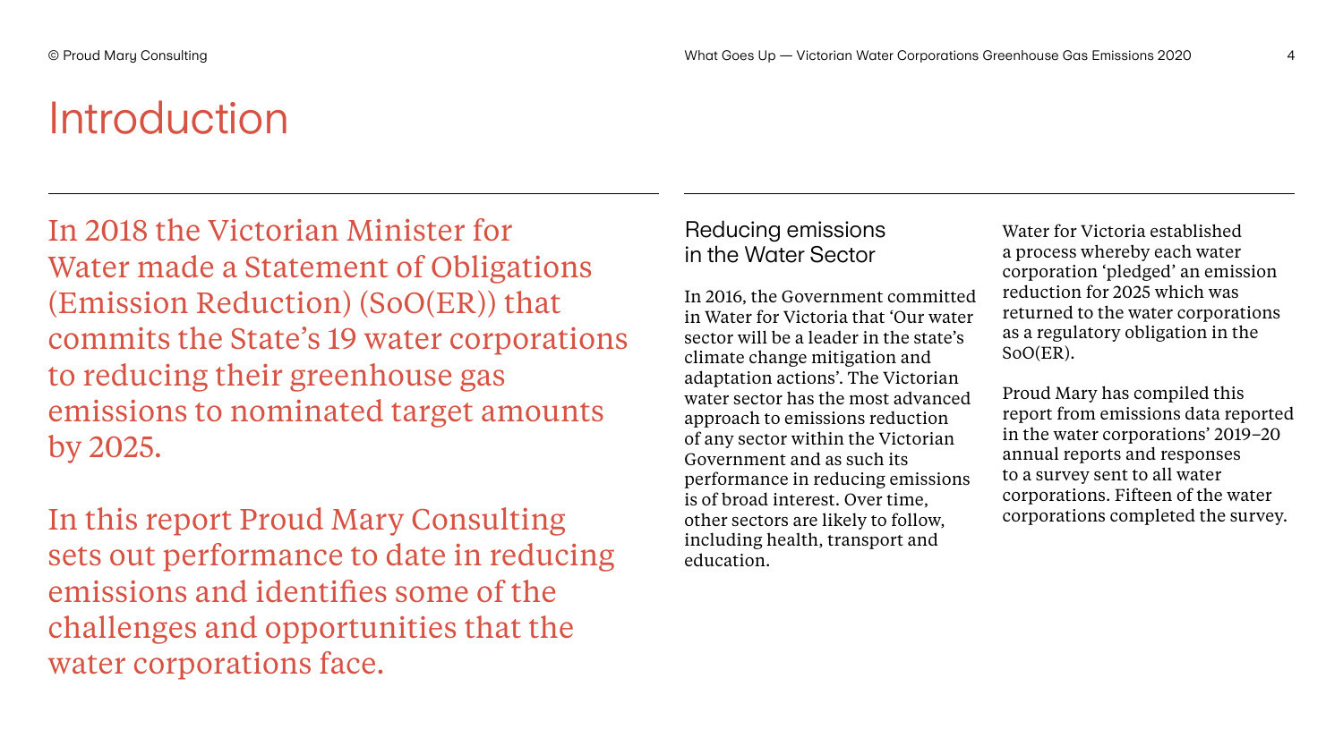# Introduction

In 2018 the Victorian Minister for Water made a Statement of Obligations (Emission Reduction) (SoO(ER)) that commits the State's 19 water corporations to reducing their greenhouse gas emissions to nominated target amounts by 2025.

In this report Proud Mary Consulting sets out performance to date in reducing emissions and identifies some of the challenges and opportunities that the water corporations face.

## Reducing emissions in the Water Sector

In 2016, the Government committed in Water for Victoria that 'Our water sector will be a leader in the state's climate change mitigation and adaptation actions'. The Victorian water sector has the most advanced approach to emissions reduction of any sector within the Victorian Government and as such its performance in reducing emissions is of broad interest. Over time, other sectors are likely to follow, including health, transport and education.

Water for Victoria established a process whereby each water corporation 'pledged' an emission reduction for 2025 which was returned to the water corporations as a regulatory obligation in the SoO(ER).

Proud Mary has compiled this report from emissions data reported in the water corporations' 2019–20 annual reports and responses to a survey sent to all water corporations. Fifteen of the water corporations completed the survey.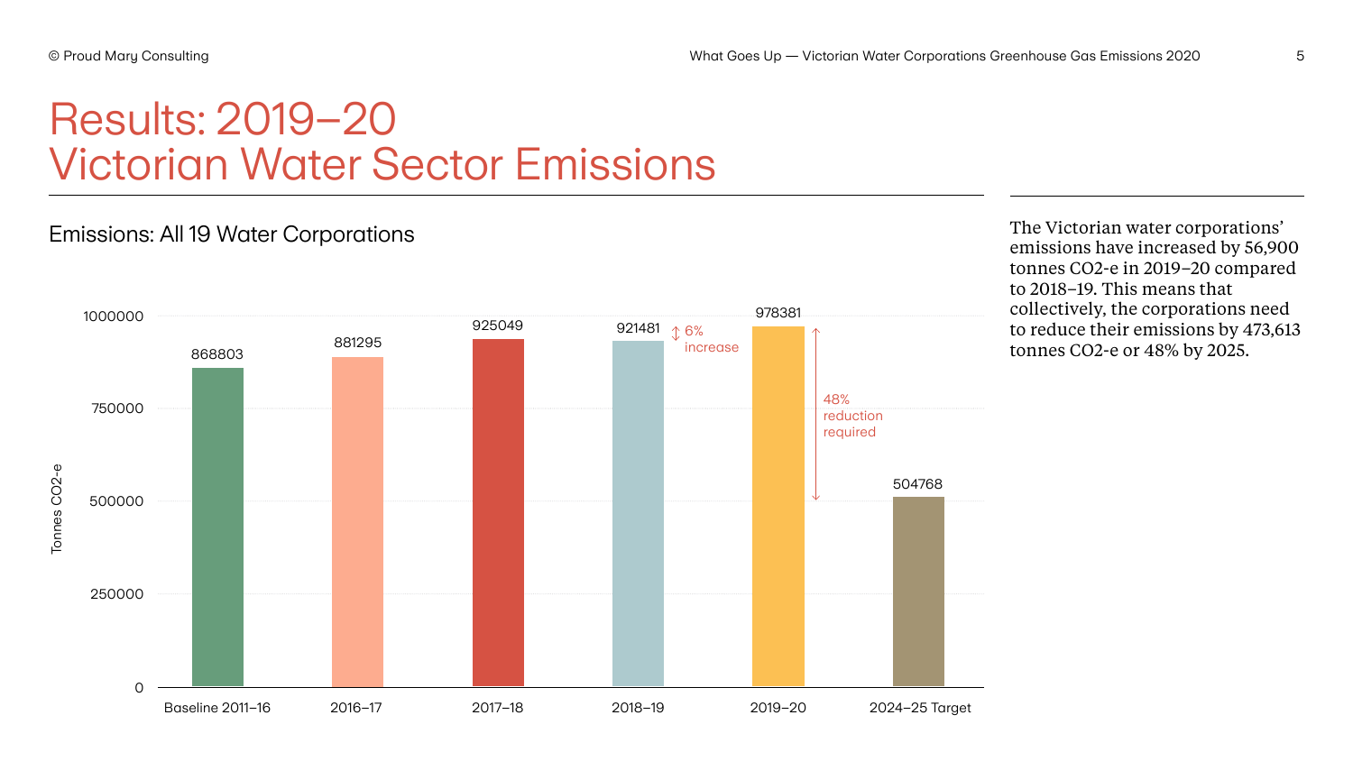# Results: 2019–20 Victorian Water Sector Emissions

## Emissions: All 19 Water Corporations

| Period | Tonnes CO2-e |
|---|---|
| Baseline 2011–16 | 868803 |
| 2016–17 | 881295 |
| 2017–18 | 925049 |
| 2018–19 | 921481 |
| 2019–20 | 978381 |
| 2024–25 Target | 504768 |

6% increase (2018–19 to 2019–20)

48% reduction required (2019–20 to 2024–25 Target)

The Victorian water corporations' emissions have increased by 56,900 tonnes CO2-e in 2019–20 compared to 2018–19. This means that collectively, the corporations need to reduce their emissions by 473,613 tonnes CO2-e or 48% by 2025.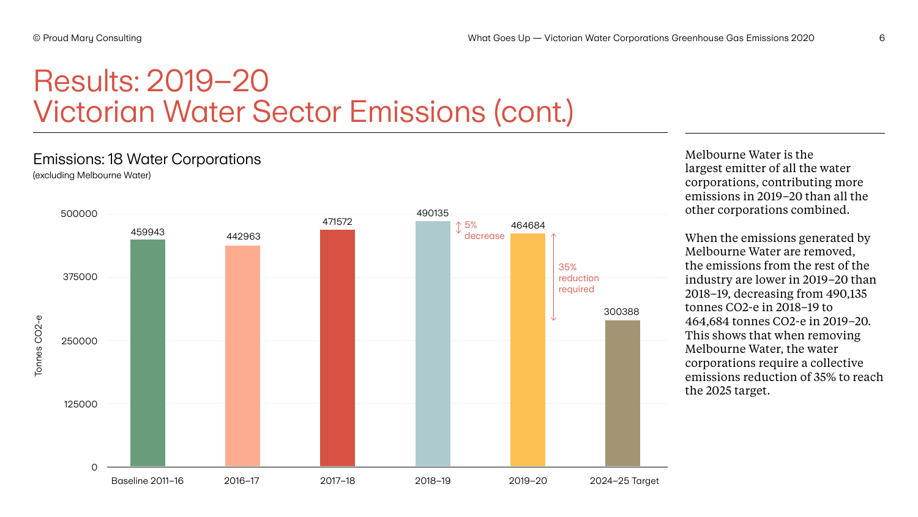# Results: 2019–20 Victorian Water Sector Emissions (cont.)

## Emissions: 18 Water Corporations

(excluding Melbourne Water)

| Period | Tonnes CO2-e |
|---|---|
| Baseline 2011–16 | 459943 |
| 2016–17 | 442963 |
| 2017–18 | 471572 |
| 2018–19 | 490135 |
| 2019–20 | 464684 |
| 2024–25 Target | 300388 |

5% decrease (2018–19 to 2019–20)

35% reduction required (2019–20 to 2024–25 Target)

Melbourne Water is the largest emitter of all the water corporations, contributing more emissions in 2019–20 than all the other corporations combined.

When the emissions generated by Melbourne Water are removed, the emissions from the rest of the industry are lower in 2019–20 than 2018–19, decreasing from 490,135 tonnes CO2-e in 2018–19 to 464,684 tonnes CO2-e in 2019–20. This shows that when removing Melbourne Water, the water corporations require a collective emissions reduction of 35% to reach the 2025 target.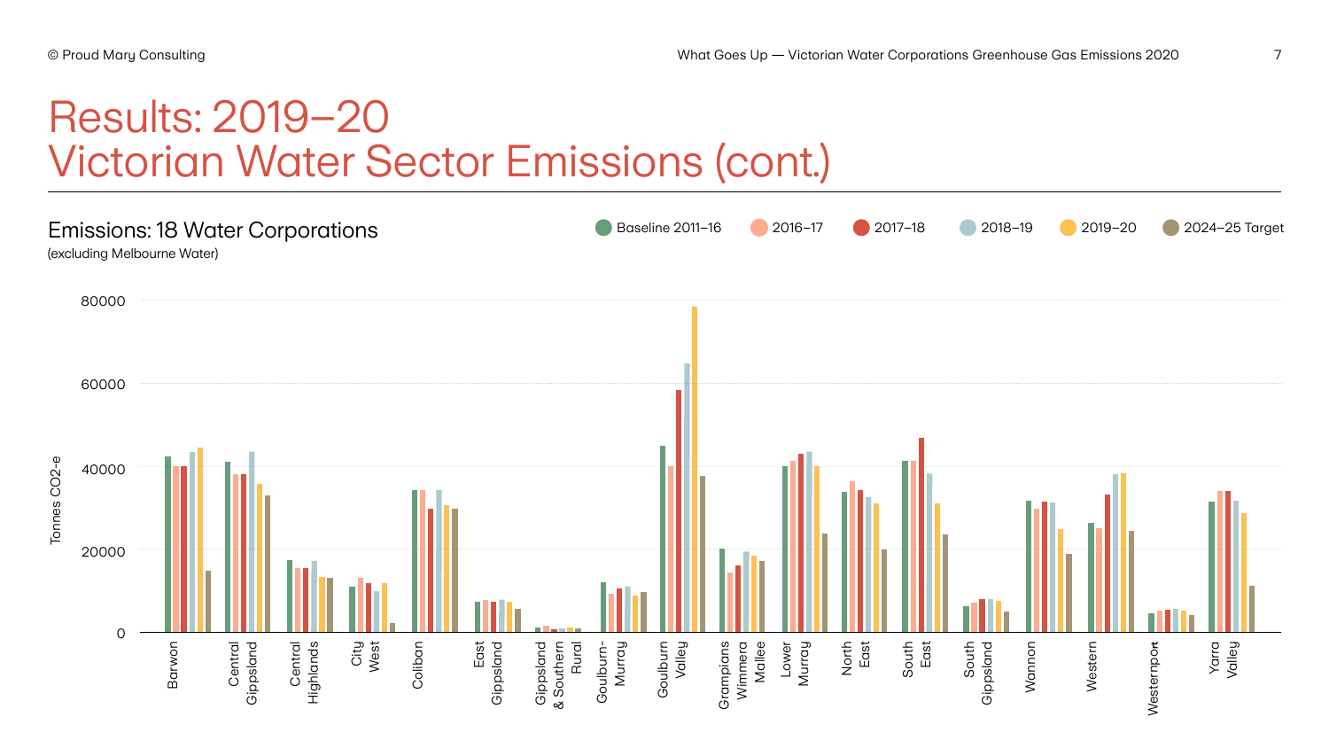# Results: 2019–20 Victorian Water Sector Emissions (cont.)

## Emissions: 18 Water Corporations

(excluding Melbourne Water)

Legend: Baseline 2011–16 | 2016–17 | 2017–18 | 2018–19 | 2019–20 | 2024–25 Target

Y-axis: Tonnes CO2-e (0, 20000, 40000, 60000, 80000)

X-axis: Barwon, Central Gippsland, Central Highlands, City West, Coliban, East Gippsland, Gippsland & Southern Rural, Goulburn-Murray, Goulburn Valley, Grampians Wimmera Mallee, Lower Murray, North East, South East, South Gippsland, Wannon, Western, Westernport, Yarra Valley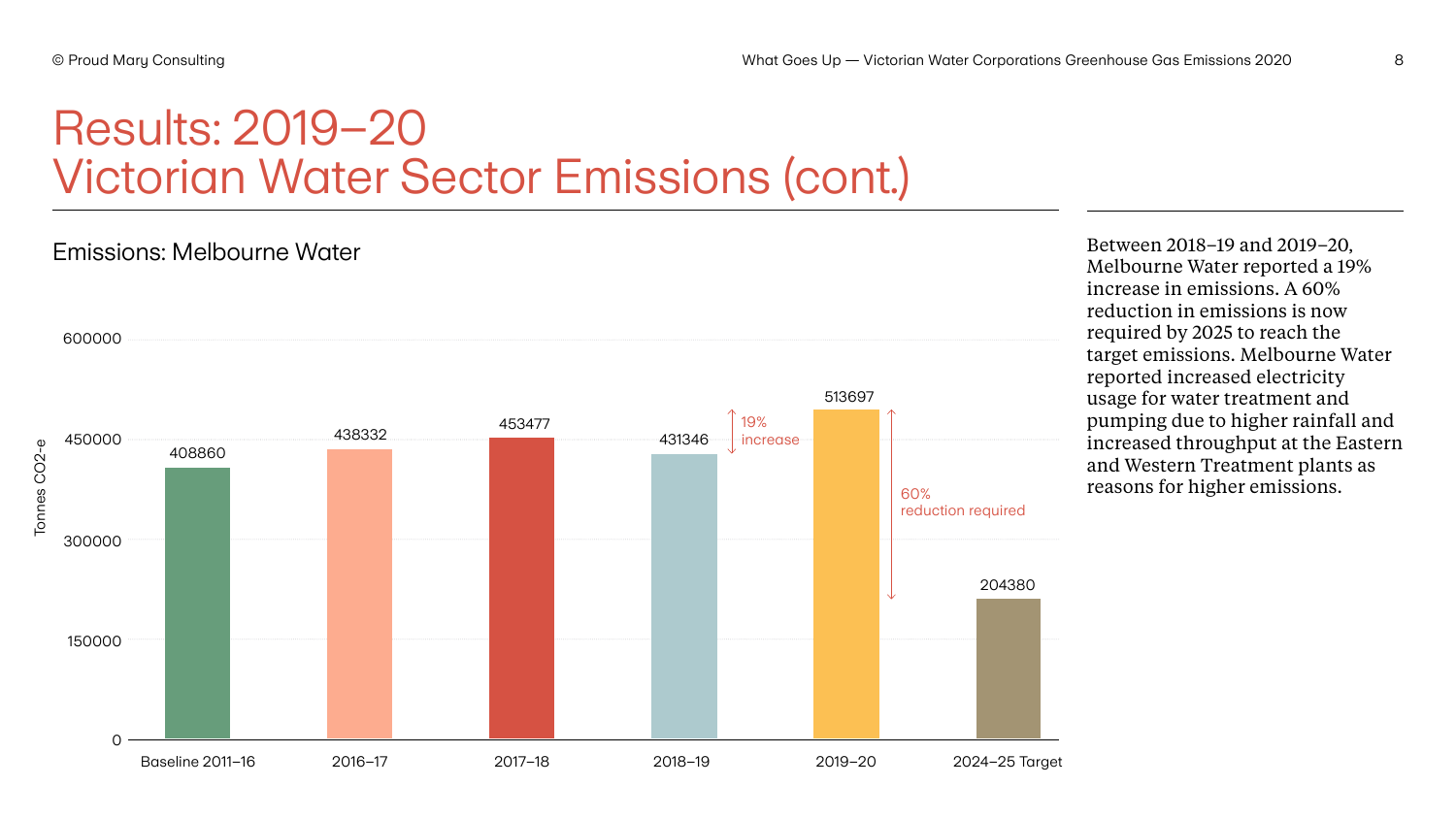# Results: 2019–20 Victorian Water Sector Emissions (cont.)

## Emissions: Melbourne Water

| | Tonnes CO2-e |
|---|---|
| Baseline 2011–16 | 408860 |
| 2016–17 | 438332 |
| 2017–18 | 453477 |
| 2018–19 | 431346 |
| 2019–20 | 513697 |
| 2024–25 Target | 204380 |

19% increase (2018–19 to 2019–20)

60% reduction required (2019–20 to 2024–25 Target)

Between 2018–19 and 2019–20, Melbourne Water reported a 19% increase in emissions. A 60% reduction in emissions is now required by 2025 to reach the target emissions. Melbourne Water reported increased electricity usage for water treatment and pumping due to higher rainfall and increased throughput at the Eastern and Western Treatment plants as reasons for higher emissions.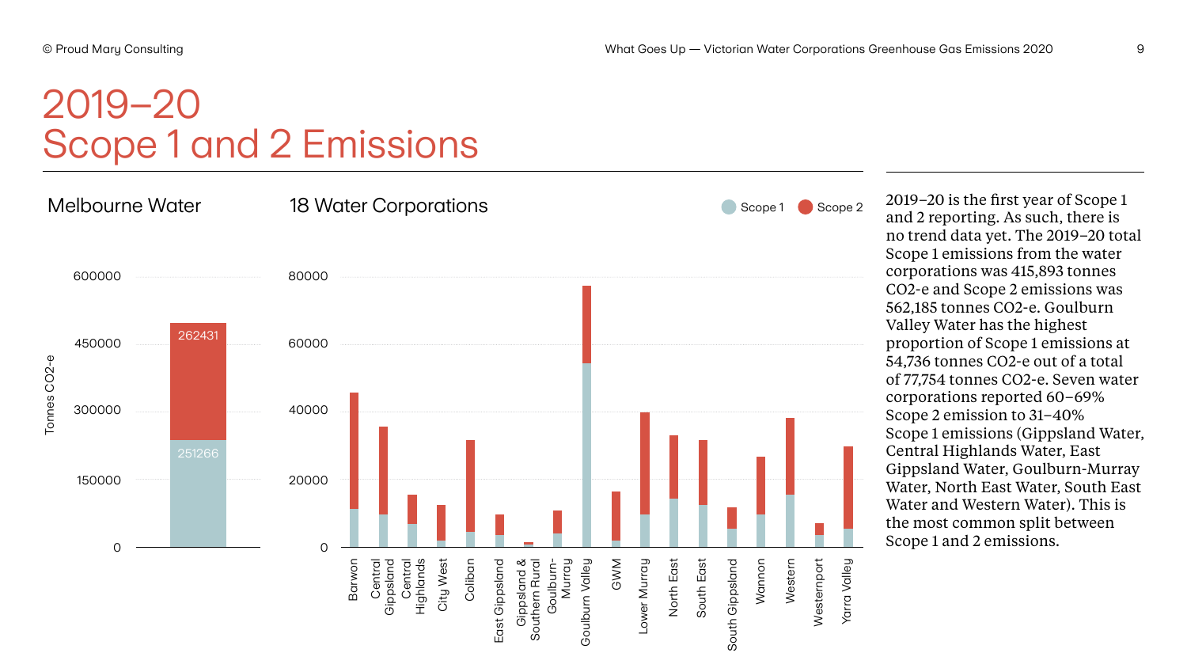# 2019–20
# Scope 1 and 2 Emissions

## Melbourne Water

Tonnes CO2-e

| | Scope 1 | Scope 2 |
|---|---|---|
| Melbourne Water | 251266 | 262431 |

## 18 Water Corporations

Scope 1 | Scope 2

Barwon, Central Gippsland, Central Highlands, City West, Coliban, East Gippsland, Gippsland & Southern Rural, Goulburn-Murray, Goulburn Valley, GWM, Lower Murray, North East, South East, South Gippsland, Wannon, Western, Westernport, Yarra Valley

2019–20 is the first year of Scope 1 and 2 reporting. As such, there is no trend data yet. The 2019–20 total Scope 1 emissions from the water corporations was 415,893 tonnes CO2-e and Scope 2 emissions was 562,185 tonnes CO2-e. Goulburn Valley Water has the highest proportion of Scope 1 emissions at 54,736 tonnes CO2-e out of a total of 77,754 tonnes CO2-e. Seven water corporations reported 60–69% Scope 2 emission to 31–40% Scope 1 emissions (Gippsland Water, Central Highlands Water, East Gippsland Water, Goulburn-Murray Water, North East Water, South East Water and Western Water). This is the most common split between Scope 1 and 2 emissions.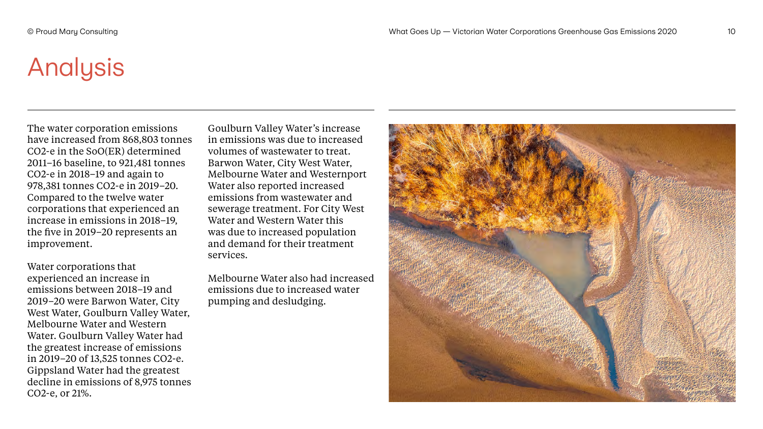# Analysis

The water corporation emissions have increased from 868,803 tonnes CO2-e in the SoO(ER) determined 2011–16 baseline, to 921,481 tonnes CO2-e in 2018–19 and again to 978,381 tonnes CO2-e in 2019–20. Compared to the twelve water corporations that experienced an increase in emissions in 2018–19, the five in 2019–20 represents an improvement.

Water corporations that experienced an increase in emissions between 2018–19 and 2019–20 were Barwon Water, City West Water, Goulburn Valley Water, Melbourne Water and Western Water. Goulburn Valley Water had the greatest increase of emissions in 2019–20 of 13,525 tonnes CO2-e. Gippsland Water had the greatest decline in emissions of 8,975 tonnes CO2-e, or 21%.

Goulburn Valley Water's increase in emissions was due to increased volumes of wastewater to treat. Barwon Water, City West Water, Melbourne Water and Westernport Water also reported increased emissions from wastewater and sewerage treatment. For City West Water and Western Water this was due to increased population and demand for their treatment services.

Melbourne Water also had increased emissions due to increased water pumping and desludging.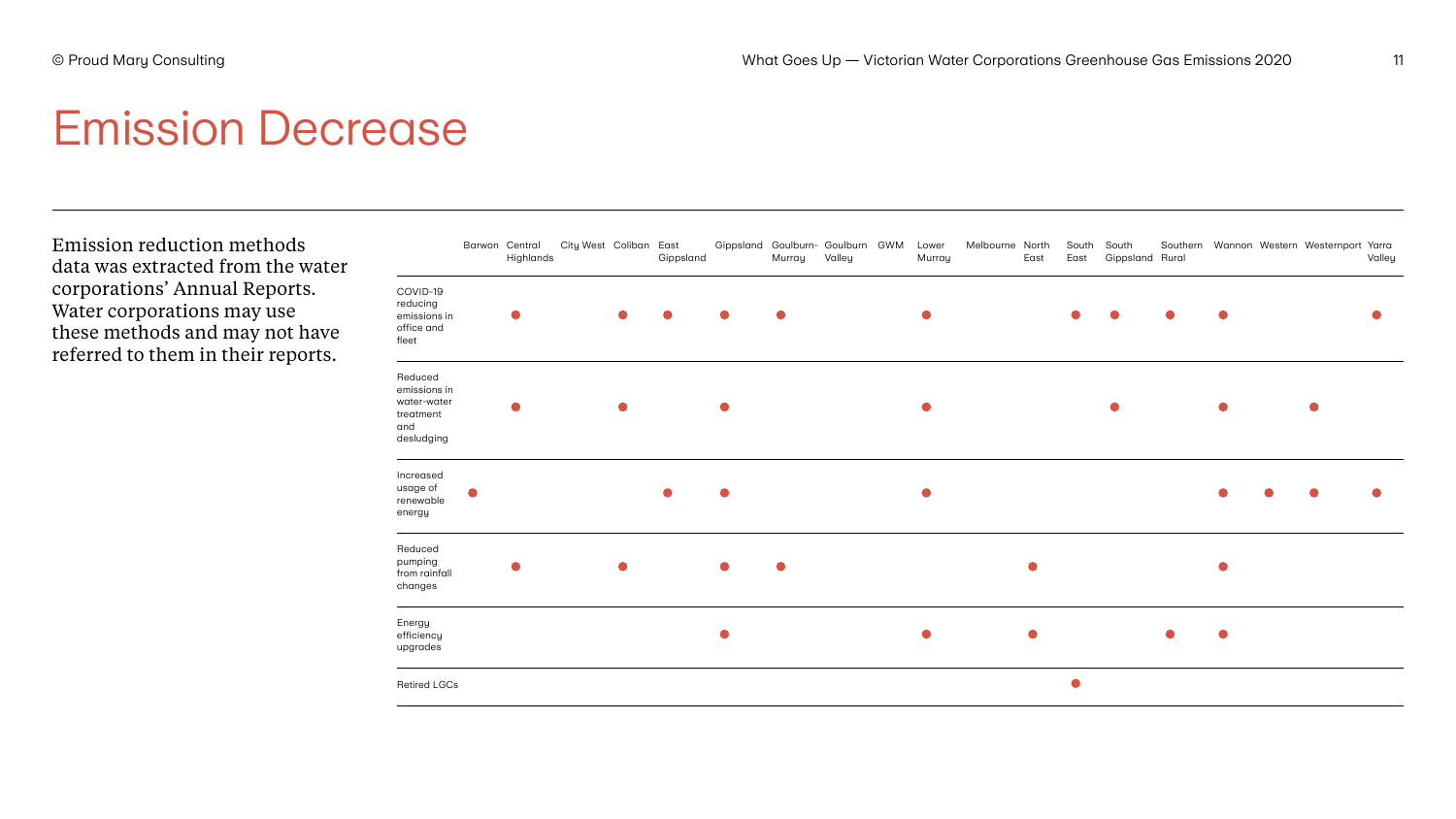# Emission Decrease

Emission reduction methods data was extracted from the water corporations' Annual Reports. Water corporations may use these methods and may not have referred to them in their reports.

| | Barwon | Central Highlands | City West | Coliban | East Gippsland | Gippsland | Goulburn-Murray | Goulburn Valley | GWM | Lower Murray | Melbourne | North East | South East | South Gippsland | Southern Rural | Wannon | Western | Westernport | Yarra Valley |
|---|---|---|---|---|---|---|---|---|---|---|---|---|---|---|---|---|---|---|---|
| COVID-19 reducing emissions in office and fleet | | ● | | ● | ● | ● | ● | | | ● | | | ● | ● | ● | ● | | | ● |
| Reduced emissions in water-water treatment and desludging | | ● | | ● | | ● | | | | ● | | | | ● | | ● | | ● | |
| Increased usage of renewable energy | ● | | | | ● | ● | | | | ● | | | | | | ● | ● | ● | ● |
| Reduced pumping from rainfall changes | | ● | | ● | | ● | ● | | | | | ● | | | | ● | | | |
| Energy efficiency upgrades | | | | | | ● | | | | ● | | ● | | | ● | ● | | | |
| Retired LGCs | | | | | | | | | | | | | ● | | | | | | |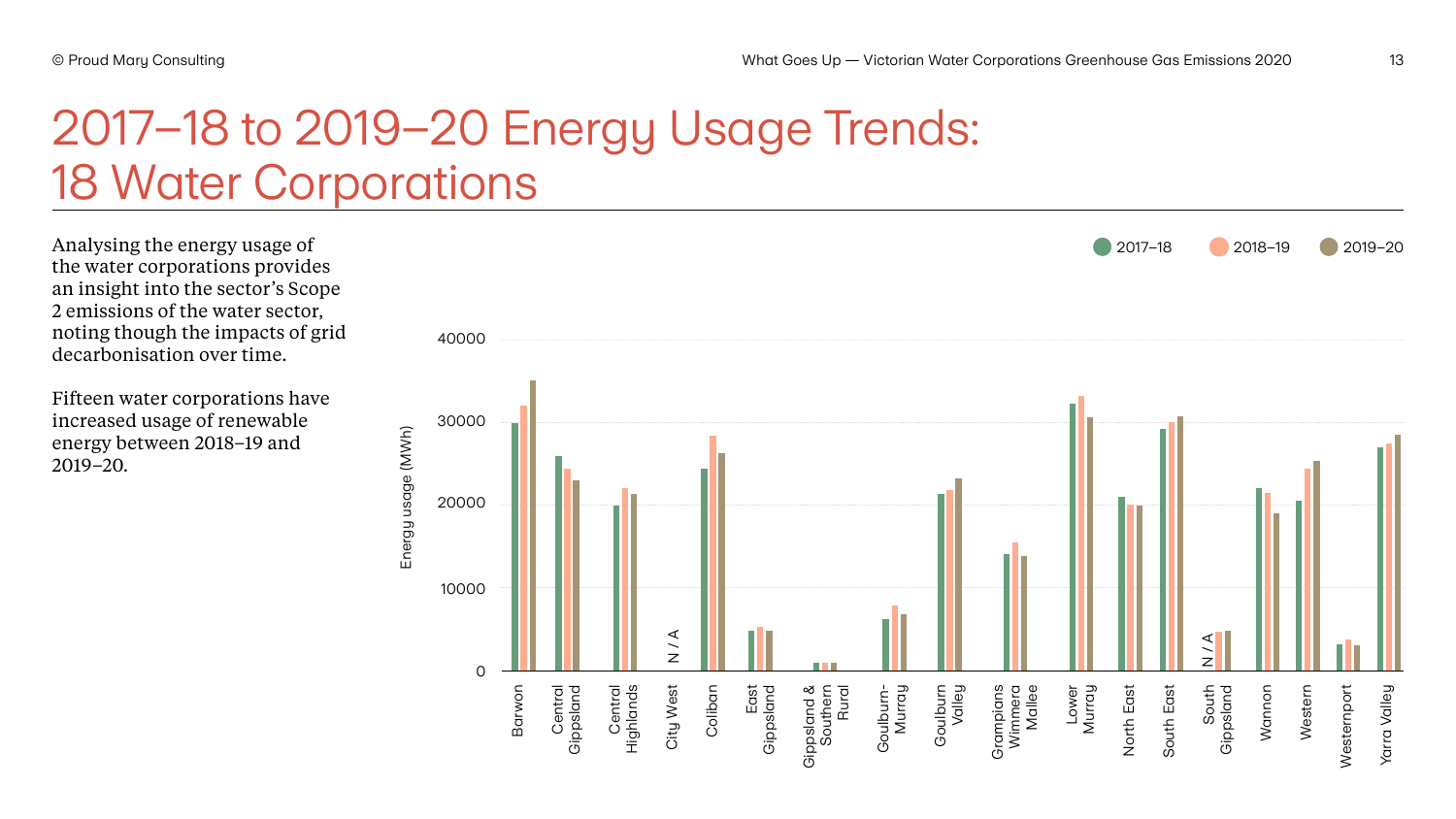# 2017–18 to 2019–20 Energy Usage Trends: 18 Water Corporations

Analysing the energy usage of the water corporations provides an insight into the sector's Scope 2 emissions of the water sector, noting though the impacts of grid decarbonisation over time.

Fifteen water corporations have increased usage of renewable energy between 2018–19 and 2019–20.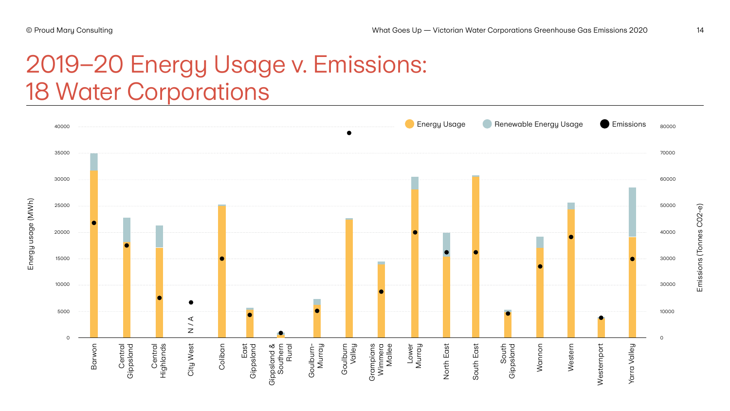# 2019–20 Energy Usage v. Emissions: 18 Water Corporations

Energy Usage | Renewable Energy Usage | Emissions

Energy usage (MWh): 0, 5000, 10000, 15000, 20000, 25000, 30000, 35000, 40000

Emissions (Tonnes CO2-e): 0, 10000, 30000, 30000, 40000, 50000, 60000, 70000, 80000

Barwon, Central Gippsland, Central Highlands, City West (N / A), Coliban, East Gippsland, Gippsland & Southern Rural, Goulburn-Murray, Goulburn Valley, Grampians Wimmera Mallee, Lower Murray, North East, South East, South Gippsland, Wannon, Western, Westernport, Yarra Valley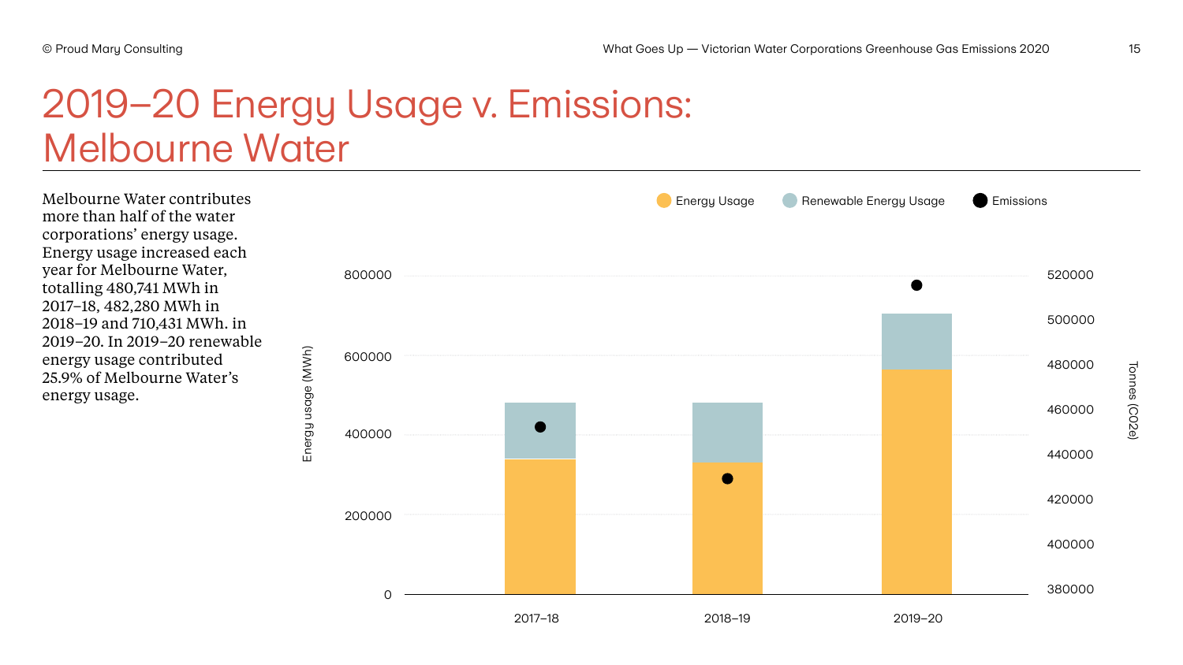# 2019–20 Energy Usage v. Emissions: Melbourne Water

Melbourne Water contributes more than half of the water corporations' energy usage. Energy usage increased each year for Melbourne Water, totalling 480,741 MWh in 2017–18, 482,280 MWh in 2018–19 and 710,431 MWh. in 2019–20. In 2019–20 renewable energy usage contributed 25.9% of Melbourne Water's energy usage.

Energy Usage | Renewable Energy Usage | Emissions

Energy usage (MWh): 0, 200000, 400000, 600000, 800000

Tonnes (CO2e): 380000, 400000, 420000, 440000, 460000, 480000, 500000, 520000

2017–18 | 2018–19 | 2019–20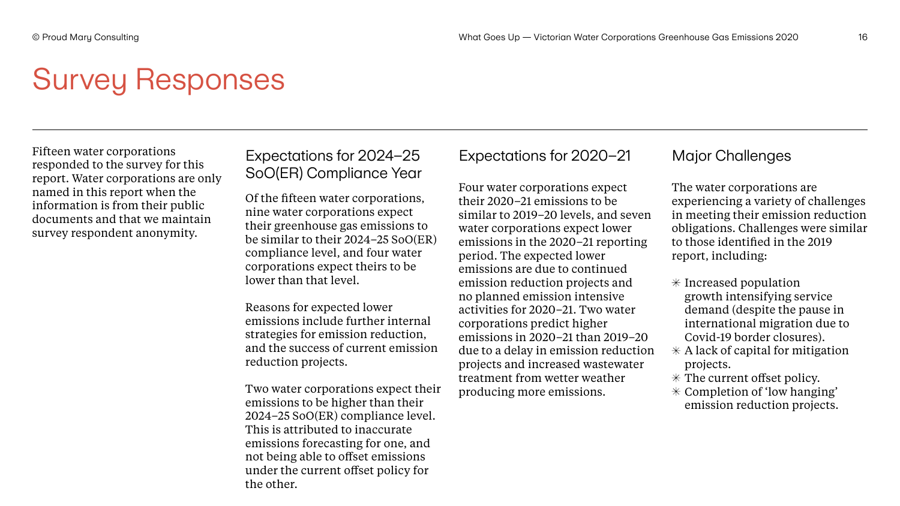# Survey Responses

Fifteen water corporations responded to the survey for this report. Water corporations are only named in this report when the information is from their public documents and that we maintain survey respondent anonymity.

## Expectations for 2024–25 SoO(ER) Compliance Year

Of the fifteen water corporations, nine water corporations expect their greenhouse gas emissions to be similar to their 2024–25 SoO(ER) compliance level, and four water corporations expect theirs to be lower than that level.

Reasons for expected lower emissions include further internal strategies for emission reduction, and the success of current emission reduction projects.

Two water corporations expect their emissions to be higher than their 2024–25 SoO(ER) compliance level. This is attributed to inaccurate emissions forecasting for one, and not being able to offset emissions under the current offset policy for the other.

## Expectations for 2020–21

Four water corporations expect their 2020–21 emissions to be similar to 2019–20 levels, and seven water corporations expect lower emissions in the 2020–21 reporting period. The expected lower emissions are due to continued emission reduction projects and no planned emission intensive activities for 2020–21. Two water corporations predict higher emissions in 2020–21 than 2019–20 due to a delay in emission reduction projects and increased wastewater treatment from wetter weather producing more emissions.

## Major Challenges

The water corporations are experiencing a variety of challenges in meeting their emission reduction obligations. Challenges were similar to those identified in the 2019 report, including:

- Increased population growth intensifying service demand (despite the pause in international migration due to Covid-19 border closures).
- A lack of capital for mitigation projects.
- The current offset policy.
- Completion of 'low hanging' emission reduction projects.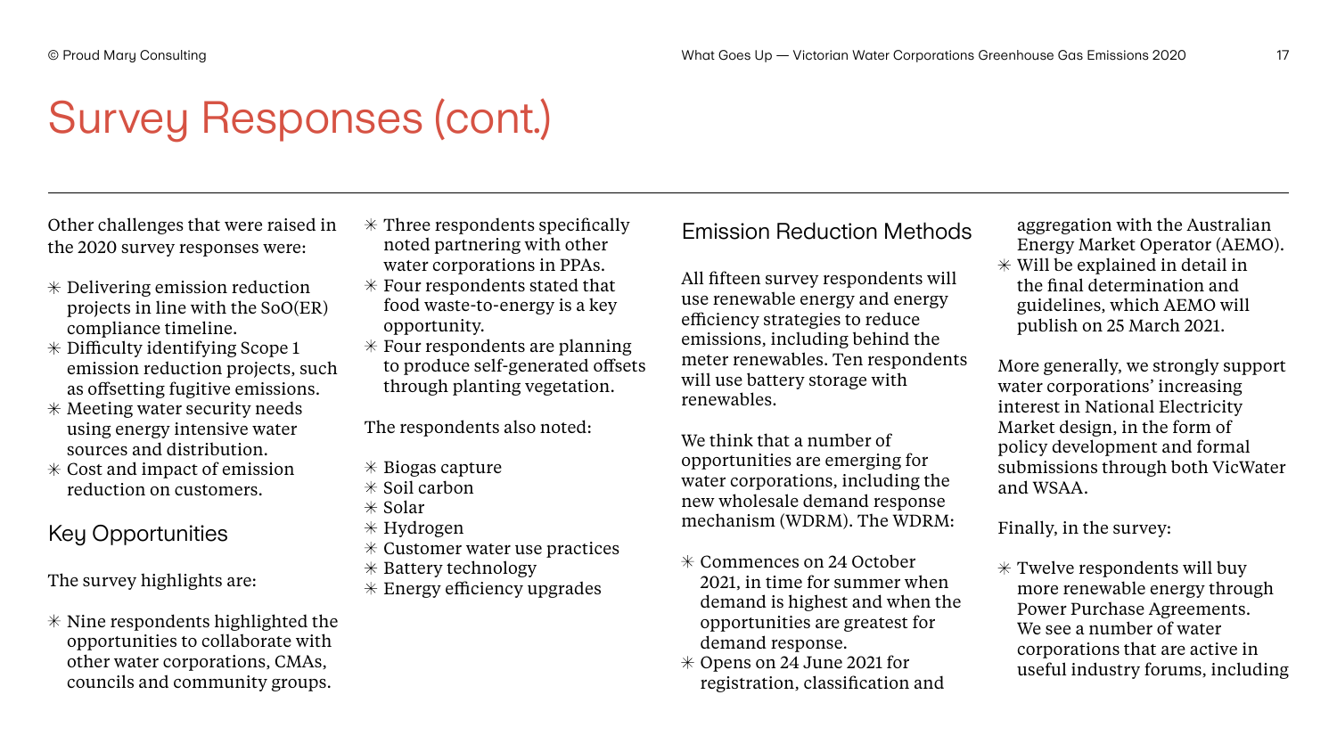# Survey Responses (cont.)

Other challenges that were raised in the 2020 survey responses were:

- Delivering emission reduction projects in line with the SoO(ER) compliance timeline.
- Difficulty identifying Scope 1 emission reduction projects, such as offsetting fugitive emissions.
- Meeting water security needs using energy intensive water sources and distribution.
- Cost and impact of emission reduction on customers.

## Key Opportunities

The survey highlights are:

- Nine respondents highlighted the opportunities to collaborate with other water corporations, CMAs, councils and community groups.
- Three respondents specifically noted partnering with other water corporations in PPAs.
- Four respondents stated that food waste-to-energy is a key opportunity.
- Four respondents are planning to produce self-generated offsets through planting vegetation.

The respondents also noted:

- Biogas capture
- Soil carbon
- Solar
- Hydrogen
- Customer water use practices
- Battery technology
- Energy efficiency upgrades

## Emission Reduction Methods

All fifteen survey respondents will use renewable energy and energy efficiency strategies to reduce emissions, including behind the meter renewables. Ten respondents will use battery storage with renewables.

We think that a number of opportunities are emerging for water corporations, including the new wholesale demand response mechanism (WDRM). The WDRM:

- Commences on 24 October 2021, in time for summer when demand is highest and when the opportunities are greatest for demand response.
- Opens on 24 June 2021 for registration, classification and aggregation with the Australian Energy Market Operator (AEMO).
- Will be explained in detail in the final determination and guidelines, which AEMO will publish on 25 March 2021.

More generally, we strongly support water corporations' increasing interest in National Electricity Market design, in the form of policy development and formal submissions through both VicWater and WSAA.

Finally, in the survey:

- Twelve respondents will buy more renewable energy through Power Purchase Agreements. We see a number of water corporations that are active in useful industry forums, including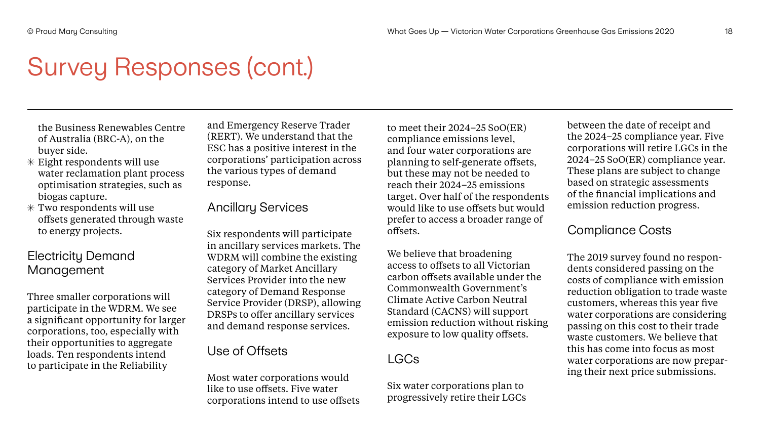# Survey Responses (cont.)

the Business Renewables Centre of Australia (BRC-A), on the buyer side.

- Eight respondents will use water reclamation plant process optimisation strategies, such as biogas capture.
- Two respondents will use offsets generated through waste to energy projects.

## Electricity Demand Management

Three smaller corporations will participate in the WDRM. We see a significant opportunity for larger corporations, too, especially with their opportunities to aggregate loads. Ten respondents intend to participate in the Reliability and Emergency Reserve Trader (RERT). We understand that the ESC has a positive interest in the corporations' participation across the various types of demand response.

## Ancillary Services

Six respondents will participate in ancillary services markets. The WDRM will combine the existing category of Market Ancillary Services Provider into the new category of Demand Response Service Provider (DRSP), allowing DRSPs to offer ancillary services and demand response services.

## Use of Offsets

Most water corporations would like to use offsets. Five water corporations intend to use offsets to meet their 2024–25 SoO(ER) compliance emissions level, and four water corporations are planning to self-generate offsets, but these may not be needed to reach their 2024–25 emissions target. Over half of the respondents would like to use offsets but would prefer to access a broader range of offsets.

We believe that broadening access to offsets to all Victorian carbon offsets available under the Commonwealth Government's Climate Active Carbon Neutral Standard (CACNS) will support emission reduction without risking exposure to low quality offsets.

## LGCs

Six water corporations plan to progressively retire their LGCs between the date of receipt and the 2024–25 compliance year. Five corporations will retire LGCs in the 2024–25 SoO(ER) compliance year. These plans are subject to change based on strategic assessments of the financial implications and emission reduction progress.

## Compliance Costs

The 2019 survey found no respondents considered passing on the costs of compliance with emission reduction obligation to trade waste customers, whereas this year five water corporations are considering passing on this cost to their trade waste customers. We believe that this has come into focus as most water corporations are now preparing their next price submissions.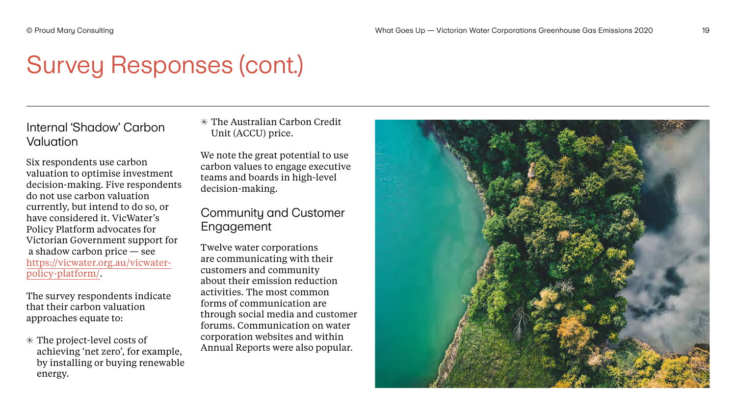# Survey Responses (cont.)

## Internal 'Shadow' Carbon Valuation

Six respondents use carbon valuation to optimise investment decision-making. Five respondents do not use carbon valuation currently, but intend to do so, or have considered it. VicWater's Policy Platform advocates for Victorian Government support for a shadow carbon price — see https://vicwater.org.au/vicwater-policy-platform/.

The survey respondents indicate that their carbon valuation approaches equate to:

- The project-level costs of achieving 'net zero', for example, by installing or buying renewable energy.
- The Australian Carbon Credit Unit (ACCU) price.

We note the great potential to use carbon values to engage executive teams and boards in high-level decision-making.

## Community and Customer Engagement

Twelve water corporations are communicating with their customers and community about their emission reduction activities. The most common forms of communication are through social media and customer forums. Communication on water corporation websites and within Annual Reports were also popular.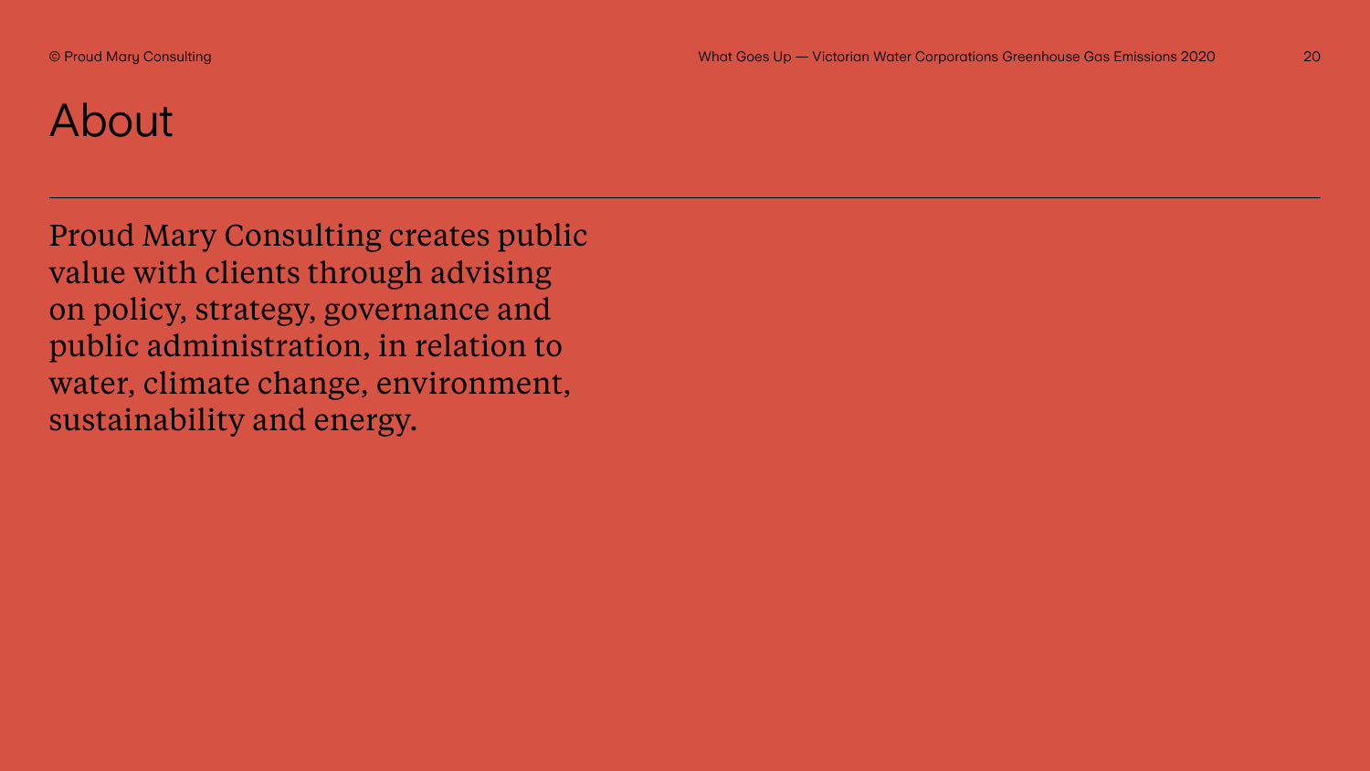# About

Proud Mary Consulting creates public value with clients through advising on policy, strategy, governance and public administration, in relation to water, climate change, environment, sustainability and energy.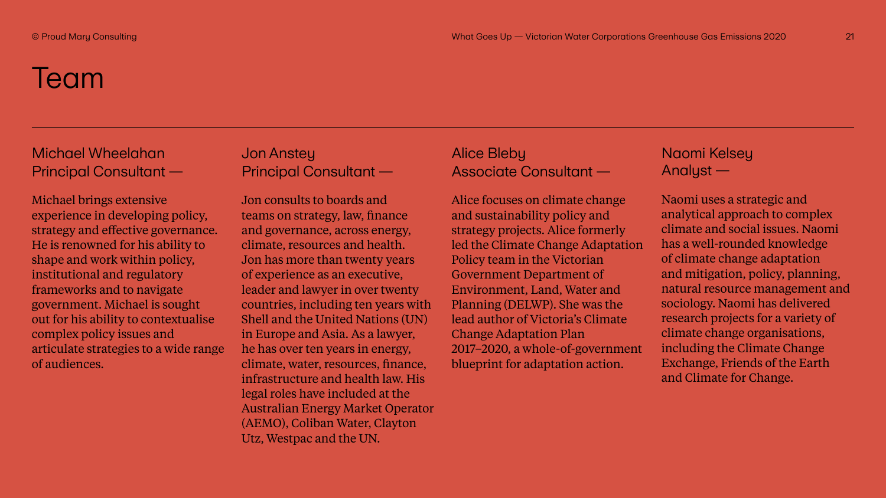# Team

### Michael Wheelahan
### Principal Consultant —

Michael brings extensive experience in developing policy, strategy and effective governance. He is renowned for his ability to shape and work within policy, institutional and regulatory frameworks and to navigate government. Michael is sought out for his ability to contextualise complex policy issues and articulate strategies to a wide range of audiences.

### Jon Anstey
### Principal Consultant —

Jon consults to boards and teams on strategy, law, finance and governance, across energy, climate, resources and health. Jon has more than twenty years of experience as an executive, leader and lawyer in over twenty countries, including ten years with Shell and the United Nations (UN) in Europe and Asia. As a lawyer, he has over ten years in energy, climate, water, resources, finance, infrastructure and health law. His legal roles have included at the Australian Energy Market Operator (AEMO), Coliban Water, Clayton Utz, Westpac and the UN.

### Alice Bleby
### Associate Consultant —

Alice focuses on climate change and sustainability policy and strategy projects. Alice formerly led the Climate Change Adaptation Policy team in the Victorian Government Department of Environment, Land, Water and Planning (DELWP). She was the lead author of Victoria's Climate Change Adaptation Plan 2017–2020, a whole-of-government blueprint for adaptation action.

### Naomi Kelsey
### Analyst —

Naomi uses a strategic and analytical approach to complex climate and social issues. Naomi has a well-rounded knowledge of climate change adaptation and mitigation, policy, planning, natural resource management and sociology. Naomi has delivered research projects for a variety of climate change organisations, including the Climate Change Exchange, Friends of the Earth and Climate for Change.